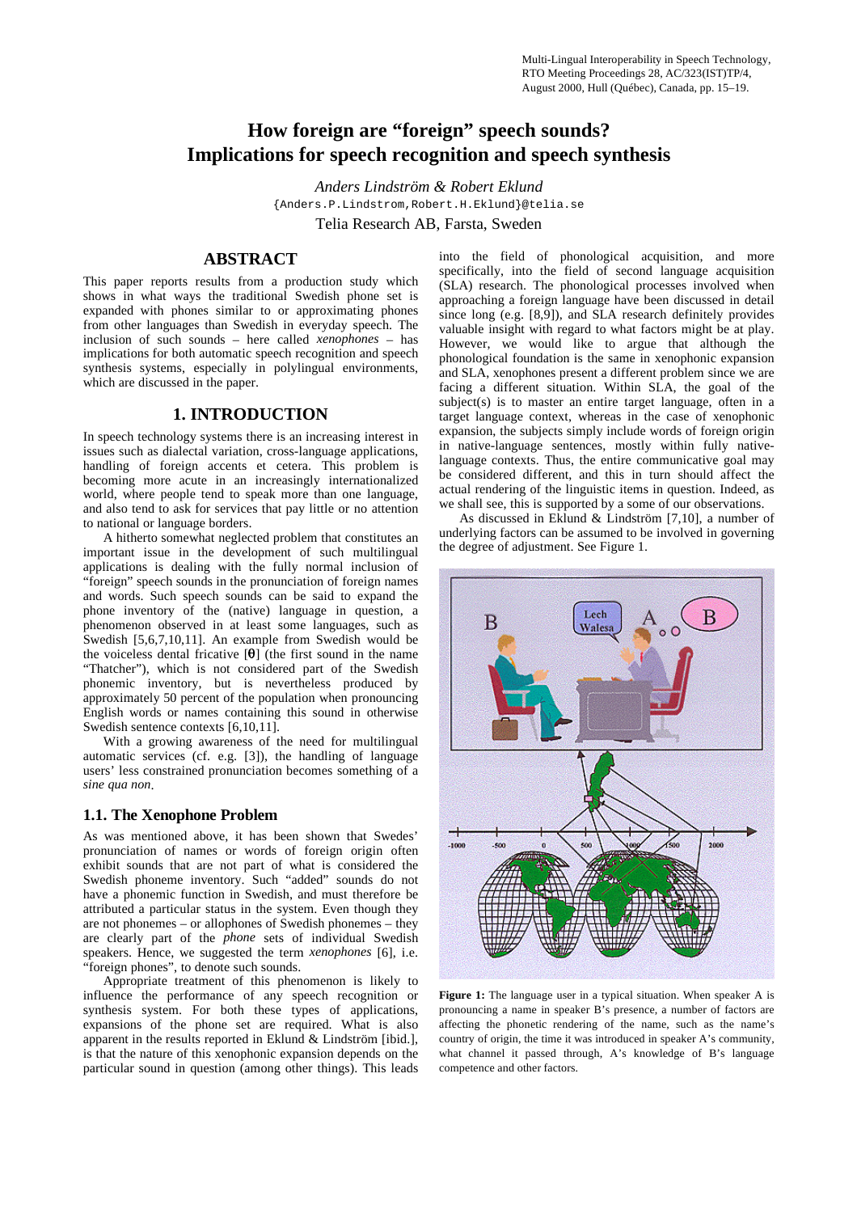Multi-Lingual Interoperability in Speech Technology, RTO Meeting Proceedings 28, AC/323(IST)TP/4, August 2000, Hull (Québec), Canada, pp. 15–19.

# How foreign are "foreign" speech sounds? Implications for speech recognition and speech synthesis

*Anders Lindström & Robert Eklund*

{Anders.P.Lindstrom,Robert.H.Eklund}@telia.se

Telia Research AB, Farsta, Sweden

## ABSTRACT

This paper reports results from a production study which shows in what ways the traditional Swedish phone set is expanded with phones similar to or approximating phones from other languages than Swedish in everyday speech. The inclusion of such sounds – here called *xenophones* – has implications for both automatic speech recognition and speech synthesis systems, especially in polylingual environments, which are discussed in the paper.

## 1. INTRODUCTION

In speech technology systems there is an increasing interest in issues such as dialectal variation, cross-language applications, handling of foreign accents et cetera. This problem is becoming more acute in an increasingly internationalized world, where people tend to speak more than one language, and also tend to ask for services that pay little or no attention to national or language borders.

A hitherto somewhat neglected problem that constitutes an important issue in the development of such multilingual applications is dealing with the fully normal inclusion of "foreign" speech sounds in the pronunciation of foreign names and words. Such speech sounds can be said to expand the phone inventory of the (native) language in question, a phenomenon observed in at least some languages, such as Swedish [5,6,7,10,11]. An example from Swedish would be the voiceless dental fricative [θ] (the first sound in the name "Thatcher"), which is not considered part of the Swedish phonemic inventory, but is nevertheless produced by approximately 50 percent of the population when pronouncing English words or names containing this sound in otherwise Swedish sentence contexts [6,10,11].

With a growing awareness of the need for multilingual automatic services (cf. e.g. [3]), the handling of language users' less constrained pronunciation becomes something of a *sine qua non*.

### 1.1. The Xenophone Problem

As was mentioned above, it has been shown that Swedes' pronunciation of names or words of foreign origin often exhibit sounds that are not part of what is considered the Swedish phoneme inventory. Such "added" sounds do not have a phonemic function in Swedish, and must therefore be attributed a particular status in the system. Even though they are not phonemes – or allophones of Swedish phonemes – they are clearly part of the *phone* sets of individual Swedish speakers. Hence, we suggested the term *xenophones* [6], i.e. "foreign phones", to denote such sounds.

Appropriate treatment of this phenomenon is likely to influence the performance of any speech recognition or synthesis system. For both these types of applications, expansions of the phone set are required. What is also apparent in the results reported in Eklund & Lindström [ibid.], is that the nature of this xenophonic expansion depends on the particular sound in question (among other things). This leads into the field of phonological acquisition, and more specifically, into the field of second language acquisition (SLA) research. The phonological processes involved when approaching a foreign language have been discussed in detail since long (e.g. [8,9]), and SLA research definitely provides valuable insight with regard to what factors might be at play. However, we would like to argue that although the phonological foundation is the same in xenophonic expansion and SLA, xenophones present a different problem since we are facing a different situation. Within SLA, the goal of the subject(s) is to master an entire target language, often in a target language context, whereas in the case of xenophonic expansion, the subjects simply include words of foreign origin in native-language sentences, mostly within fully native-language contexts. Thus, the entire communicative goal may be considered different, and this in turn should affect the actual rendering of the linguistic items in question. Indeed, as we shall see, this is supported by a some of our observations.

As discussed in Eklund & Lindström [7,10], a number of underlying factors can be assumed to be involved in governing the degree of adjustment. See Figure 1.

**Figure 1:** The language user in a typical situation. When speaker A is pronouncing a name in speaker B's presence, a number of factors are affecting the phonetic rendering of the name, such as the name's country of origin, the time it was introduced in speaker A's community, what channel it passed through, A's knowledge of B's language competence and other factors.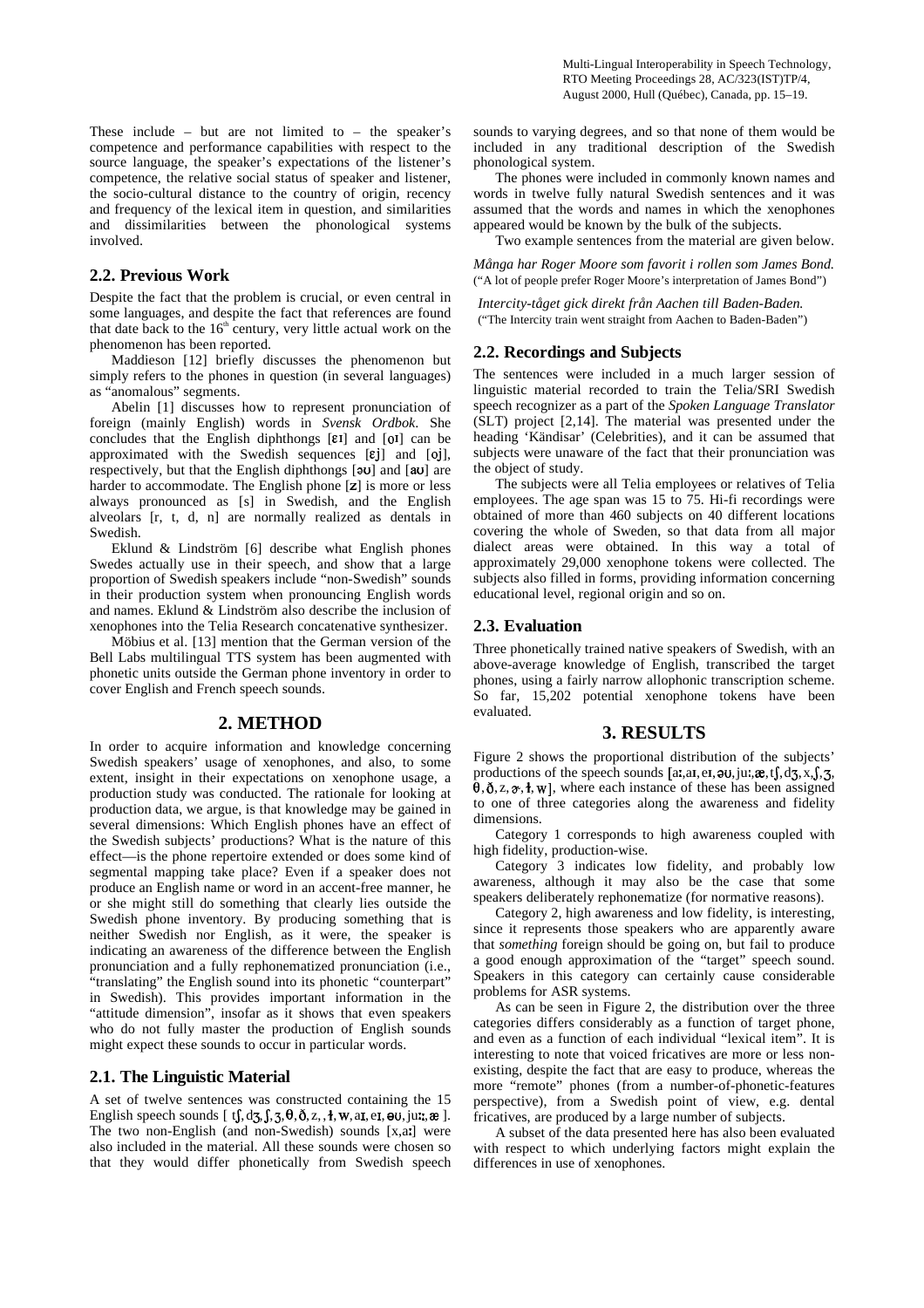These include – but are not limited to – the speaker's competence and performance capabilities with respect to the source language, the speaker's expectations of the listener's competence, the relative social status of speaker and listener, the socio-cultural distance to the country of origin, recency and frequency of the lexical item in question, and similarities and dissimilarities between the phonological systems involved.

## 2.2. Previous Work

Despite the fact that the problem is crucial, or even central in some languages, and despite the fact that references are found that date back to the 16th century, very little actual work on the phenomenon has been reported.

Maddieson [12] briefly discusses the phenomenon but simply refers to the phones in question (in several languages) as "anomalous" segments.

Abelin [1] discusses how to represent pronunciation of foreign (mainly English) words in *Svensk Ordbok*. She concludes that the English diphthongs [ɛɪ] and [oɪ] can be approximated with the Swedish sequences [ɛj] and [oj], respectively, but that the English diphthongs [əʊ] and [aʊ] are harder to accommodate. The English phone [z] is more or less always pronounced as [s] in Swedish, and the English alveolars [r, t, d, n] are normally realized as dentals in Swedish.

Eklund & Lindström [6] describe what English phones Swedes actually use in their speech, and show that a large proportion of Swedish speakers include "non-Swedish" sounds in their production system when pronouncing English words and names. Eklund & Lindström also describe the inclusion of xenophones into the Telia Research concatenative synthesizer.

Möbius et al. [13] mention that the German version of the Bell Labs multilingual TTS system has been augmented with phonetic units outside the German phone inventory in order to cover English and French speech sounds.

# 2. METHOD

In order to acquire information and knowledge concerning Swedish speakers' usage of xenophones, and also, to some extent, insight in their expectations on xenophone usage, a production study was conducted. The rationale for looking at production data, we argue, is that knowledge may be gained in several dimensions: Which English phones have an effect of the Swedish subjects' productions? What is the nature of this effect—is the phone repertoire extended or does some kind of segmental mapping take place? Even if a speaker does not produce an English name or word in an accent-free manner, he or she might still do something that clearly lies outside the Swedish phone inventory. By producing something that is neither Swedish nor English, as it were, the speaker is indicating an awareness of the difference between the English pronunciation and a fully rephonematized pronunciation (i.e., "translating" the English sound into its phonetic "counterpart" in Swedish). This provides important information in the "attitude dimension", insofar as it shows that even speakers who do not fully master the production of English sounds might expect these sounds to occur in particular words.

## 2.1. The Linguistic Material

A set of twelve sentences was constructed containing the 15 English speech sounds [ tʃ, dʒ, ʃ, ʒ, θ, ð, z, , ɫ, w, aɪ, eɪ, əʊ, juː, æ ]. The two non-English (and non-Swedish) sounds [x,aː] were also included in the material. All these sounds were chosen so that they would differ phonetically from Swedish speech sounds to varying degrees, and so that none of them would be included in any traditional description of the Swedish phonological system.

The phones were included in commonly known names and words in twelve fully natural Swedish sentences and it was assumed that the words and names in which the xenophones appeared would be known by the bulk of the subjects.

Two example sentences from the material are given below.

*Många har Roger Moore som favorit i rollen som James Bond.*
("A lot of people prefer Roger Moore's interpretation of James Bond")

*Intercity-tåget gick direkt från Aachen till Baden-Baden.*
("The Intercity train went straight from Aachen to Baden-Baden")

## 2.2. Recordings and Subjects

The sentences were included in a much larger session of linguistic material recorded to train the Telia/SRI Swedish speech recognizer as a part of the *Spoken Language Translator* (SLT) project [2,14]. The material was presented under the heading 'Kändisar' (Celebrities), and it can be assumed that subjects were unaware of the fact that their pronunciation was the object of study.

The subjects were all Telia employees or relatives of Telia employees. The age span was 15 to 75. Hi-fi recordings were obtained of more than 460 subjects on 40 different locations covering the whole of Sweden, so that data from all major dialect areas were obtained. In this way a total of approximately 29,000 xenophone tokens were collected. The subjects also filled in forms, providing information concerning educational level, regional origin and so on.

## 2.3. Evaluation

Three phonetically trained native speakers of Swedish, with an above-average knowledge of English, transcribed the target phones, using a fairly narrow allophonic transcription scheme. So far, 15,202 potential xenophone tokens have been evaluated.

# 3. RESULTS

Figure 2 shows the proportional distribution of the subjects' productions of the speech sounds [aː, aɪ, eɪ, əʊ, juː, æ, tʃ, dʒ, x, ʃ, ʒ, θ, ð, z, ɚ, ɫ, w], where each instance of these has been assigned to one of three categories along the awareness and fidelity dimensions.

Category 1 corresponds to high awareness coupled with high fidelity, production-wise.

Category 3 indicates low fidelity, and probably low awareness, although it may also be the case that some speakers deliberately rephonematize (for normative reasons).

Category 2, high awareness and low fidelity, is interesting, since it represents those speakers who are apparently aware that *something* foreign should be going on, but fail to produce a good enough approximation of the "target" speech sound. Speakers in this category can certainly cause considerable problems for ASR systems.

As can be seen in Figure 2, the distribution over the three categories differs considerably as a function of target phone, and even as a function of each individual "lexical item". It is interesting to note that voiced fricatives are more or less non-existing, despite the fact that are easy to produce, whereas the more "remote" phones (from a number-of-phonetic-features perspective), from a Swedish point of view, e.g. dental fricatives, are produced by a large number of subjects.

A subset of the data presented here has also been evaluated with respect to which underlying factors might explain the differences in use of xenophones.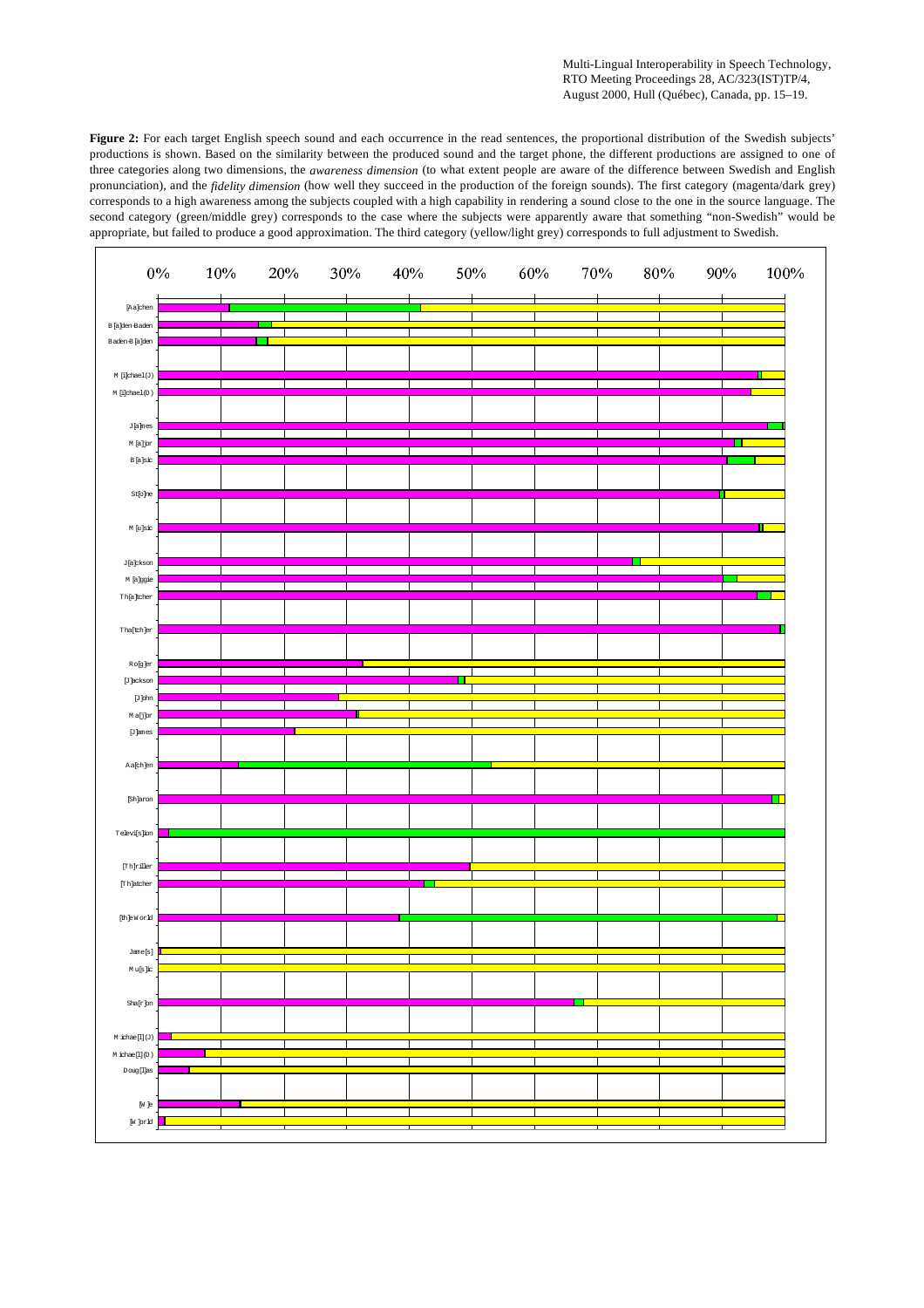**Figure 2:** For each target English speech sound and each occurrence in the read sentences, the proportional distribution of the Swedish subjects' productions is shown. Based on the similarity between the produced sound and the target phone, the different productions are assigned to one of three categories along two dimensions, the *awareness dimension* (to what extent people are aware of the difference between Swedish and English pronunciation), and the *fidelity dimension* (how well they succeed in the production of the foreign sounds). The first category (magenta/dark grey) corresponds to a high awareness among the subjects coupled with a high capability in rendering a sound close to the one in the source language. The second category (green/middle grey) corresponds to the case where the subjects were apparently aware that something "non-Swedish" would be appropriate, but failed to produce a good approximation. The third category (yellow/light grey) corresponds to full adjustment to Swedish.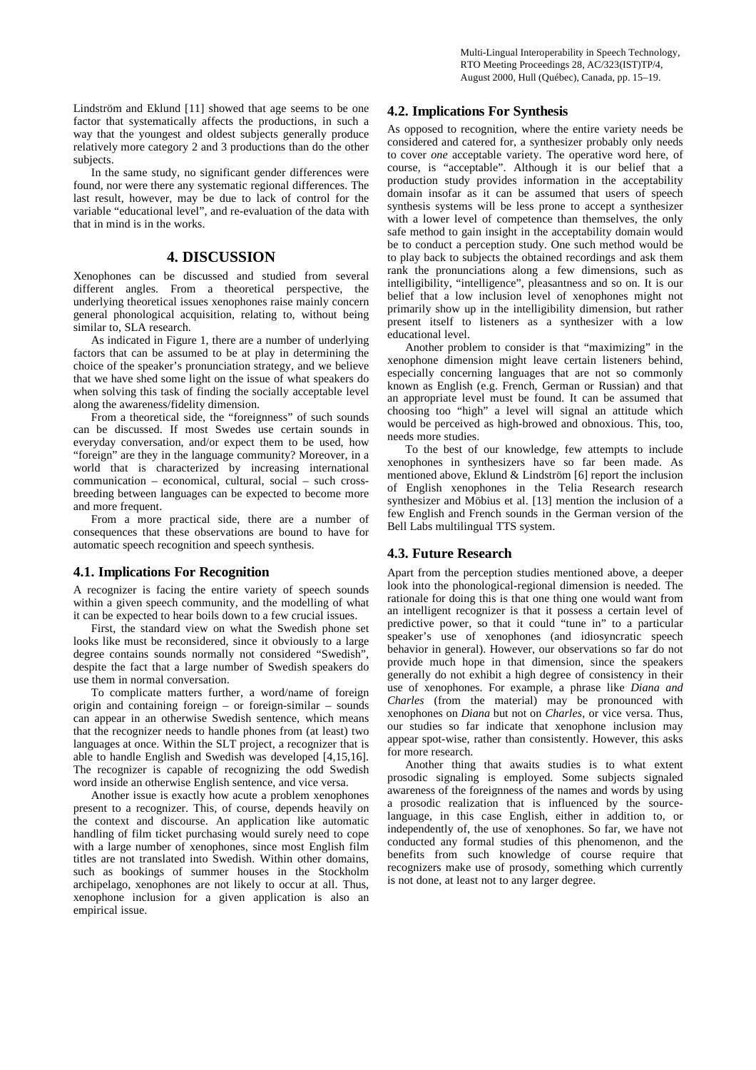Lindström and Eklund [11] showed that age seems to be one factor that systematically affects the productions, in such a way that the youngest and oldest subjects generally produce relatively more category 2 and 3 productions than do the other subjects.

In the same study, no significant gender differences were found, nor were there any systematic regional differences. The last result, however, may be due to lack of control for the variable "educational level", and re-evaluation of the data with that in mind is in the works.

## 4. DISCUSSION

Xenophones can be discussed and studied from several different angles. From a theoretical perspective, the underlying theoretical issues xenophones raise mainly concern general phonological acquisition, relating to, without being similar to, SLA research.

As indicated in Figure 1, there are a number of underlying factors that can be assumed to be at play in determining the choice of the speaker's pronunciation strategy, and we believe that we have shed some light on the issue of what speakers do when solving this task of finding the socially acceptable level along the awareness/fidelity dimension.

From a theoretical side, the "foreignness" of such sounds can be discussed. If most Swedes use certain sounds in everyday conversation, and/or expect them to be used, how "foreign" are they in the language community? Moreover, in a world that is characterized by increasing international communication – economical, cultural, social – such cross-breeding between languages can be expected to become more and more frequent.

From a more practical side, there are a number of consequences that these observations are bound to have for automatic speech recognition and speech synthesis.

### 4.1. Implications For Recognition

A recognizer is facing the entire variety of speech sounds within a given speech community, and the modelling of what it can be expected to hear boils down to a few crucial issues.

First, the standard view on what the Swedish phone set looks like must be reconsidered, since it obviously to a large degree contains sounds normally not considered "Swedish", despite the fact that a large number of Swedish speakers do use them in normal conversation.

To complicate matters further, a word/name of foreign origin and containing foreign – or foreign-similar – sounds can appear in an otherwise Swedish sentence, which means that the recognizer needs to handle phones from (at least) two languages at once. Within the SLT project, a recognizer that is able to handle English and Swedish was developed [4,15,16]. The recognizer is capable of recognizing the odd Swedish word inside an otherwise English sentence, and vice versa.

Another issue is exactly how acute a problem xenophones present to a recognizer. This, of course, depends heavily on the context and discourse. An application like automatic handling of film ticket purchasing would surely need to cope with a large number of xenophones, since most English film titles are not translated into Swedish. Within other domains, such as bookings of summer houses in the Stockholm archipelago, xenophones are not likely to occur at all. Thus, xenophone inclusion for a given application is also an empirical issue.

### 4.2. Implications For Synthesis

As opposed to recognition, where the entire variety needs be considered and catered for, a synthesizer probably only needs to cover *one* acceptable variety. The operative word here, of course, is "acceptable". Although it is our belief that a production study provides information in the acceptability domain insofar as it can be assumed that users of speech synthesis systems will be less prone to accept a synthesizer with a lower level of competence than themselves, the only safe method to gain insight in the acceptability domain would be to conduct a perception study. One such method would be to play back to subjects the obtained recordings and ask them rank the pronunciations along a few dimensions, such as intelligibility, "intelligence", pleasantness and so on. It is our belief that a low inclusion level of xenophones might not primarily show up in the intelligibility dimension, but rather present itself to listeners as a synthesizer with a low educational level.

Another problem to consider is that "maximizing" in the xenophone dimension might leave certain listeners behind, especially concerning languages that are not so commonly known as English (e.g. French, German or Russian) and that an appropriate level must be found. It can be assumed that choosing too "high" a level will signal an attitude which would be perceived as high-browed and obnoxious. This, too, needs more studies.

To the best of our knowledge, few attempts to include xenophones in synthesizers have so far been made. As mentioned above, Eklund & Lindström [6] report the inclusion of English xenophones in the Telia Research research synthesizer and Möbius et al. [13] mention the inclusion of a few English and French sounds in the German version of the Bell Labs multilingual TTS system.

### 4.3. Future Research

Apart from the perception studies mentioned above, a deeper look into the phonological-regional dimension is needed. The rationale for doing this is that one thing one would want from an intelligent recognizer is that it possess a certain level of predictive power, so that it could "tune in" to a particular speaker's use of xenophones (and idiosyncratic speech behavior in general). However, our observations so far do not provide much hope in that dimension, since the speakers generally do not exhibit a high degree of consistency in their use of xenophones. For example, a phrase like *Diana and Charles* (from the material) may be pronounced with xenophones on *Diana* but not on *Charles*, or vice versa. Thus, our studies so far indicate that xenophone inclusion may appear spot-wise, rather than consistently. However, this asks for more research.

Another thing that awaits studies is to what extent prosodic signaling is employed. Some subjects signaled awareness of the foreignness of the names and words by using a prosodic realization that is influenced by the source-language, in this case English, either in addition to, or independently of, the use of xenophones. So far, we have not conducted any formal studies of this phenomenon, and the benefits from such knowledge of course require that recognizers make use of prosody, something which currently is not done, at least not to any larger degree.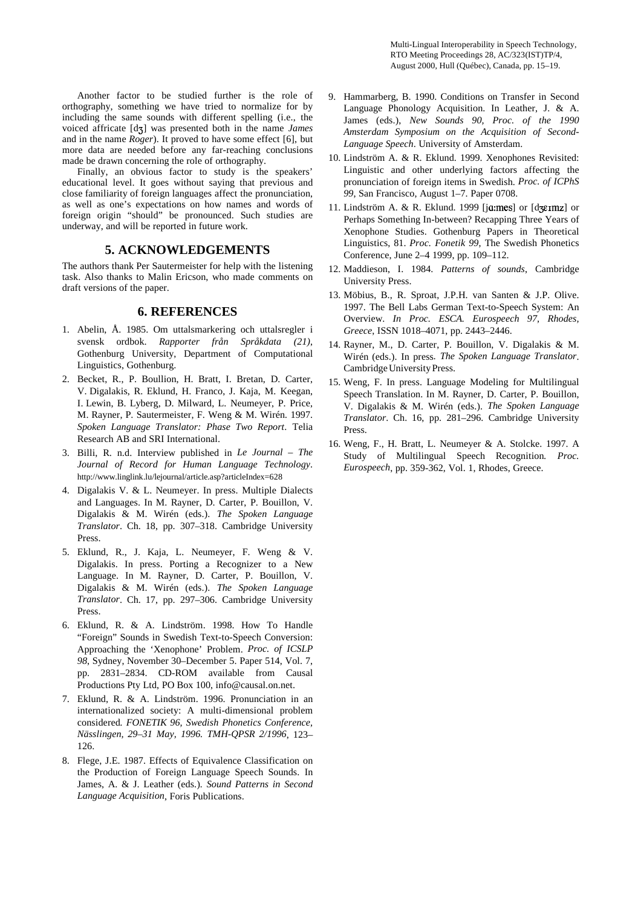Another factor to be studied further is the role of orthography, something we have tried to normalize for by including the same sounds with different spelling (i.e., the voiced affricate [dʒ] was presented both in the name *James* and in the name *Roger*). It proved to have some effect [6], but more data are needed before any far-reaching conclusions made be drawn concerning the role of orthography.

Finally, an obvious factor to study is the speakers' educational level. It goes without saying that previous and close familiarity of foreign languages affect the pronunciation, as well as one's expectations on how names and words of foreign origin "should" be pronounced. Such studies are underway, and will be reported in future work.

## 5. ACKNOWLEDGEMENTS

The authors thank Per Sautermeister for help with the listening task. Also thanks to Malin Ericson, who made comments on draft versions of the paper.

## 6. REFERENCES

1. Abelin, Å. 1985. Om uttalsmarkering och uttalsregler i svensk ordbok. *Rapporter från Språkdata (21)*, Gothenburg University, Department of Computational Linguistics, Gothenburg.
2. Becket, R., P. Boullion, H. Bratt, I. Bretan, D. Carter, V. Digalakis, R. Eklund, H. Franco, J. Kaja, M. Keegan, I. Lewin, B. Lyberg, D. Milward, L. Neumeyer, P. Price, M. Rayner, P. Sautermeister, F. Weng & M. Wirén. 1997. *Spoken Language Translator: Phase Two Report*. Telia Research AB and SRI International.
3. Billi, R. n.d. Interview published in *Le Journal – The Journal of Record for Human Language Technology*. http://www.linglink.lu/lejournal/article.asp?articleIndex=628
4. Digalakis V. & L. Neumeyer. In press. Multiple Dialects and Languages. In M. Rayner, D. Carter, P. Bouillon, V. Digalakis & M. Wirén (eds.). *The Spoken Language Translator*. Ch. 18, pp. 307–318. Cambridge University Press.
5. Eklund, R., J. Kaja, L. Neumeyer, F. Weng & V. Digalakis. In press. Porting a Recognizer to a New Language. In M. Rayner, D. Carter, P. Bouillon, V. Digalakis & M. Wirén (eds.). *The Spoken Language Translator*. Ch. 17, pp. 297–306. Cambridge University Press.
6. Eklund, R. & A. Lindström. 1998. How To Handle "Foreign" Sounds in Swedish Text-to-Speech Conversion: Approaching the 'Xenophone' Problem. *Proc. of ICSLP 98*, Sydney, November 30–December 5. Paper 514, Vol. 7, pp. 2831–2834. CD-ROM available from Causal Productions Pty Ltd, PO Box 100, info@causal.on.net.
7. Eklund, R. & A. Lindström. 1996. Pronunciation in an internationalized society: A multi-dimensional problem considered. *FONETIK 96, Swedish Phonetics Conference, Nässlingen, 29–31 May, 1996. TMH-QPSR 2/1996*, 123–126.
8. Flege, J.E. 1987. Effects of Equivalence Classification on the Production of Foreign Language Speech Sounds. In James, A. & J. Leather (eds.). *Sound Patterns in Second Language Acquisition*, Foris Publications.
9. Hammarberg, B. 1990. Conditions on Transfer in Second Language Phonology Acquisition. In Leather, J. & A. James (eds.), *New Sounds 90, Proc. of the 1990 Amsterdam Symposium on the Acquisition of Second-Language Speech*. University of Amsterdam.
10. Lindström A. & R. Eklund. 1999. Xenophones Revisited: Linguistic and other underlying factors affecting the pronunciation of foreign items in Swedish. *Proc. of ICPhS 99*, San Francisco, August 1–7. Paper 0708.
11. Lindström A. & R. Eklund. 1999 [jɑːmes] or [dʒɛɪmz] or Perhaps Something In-between? Recapping Three Years of Xenophone Studies. Gothenburg Papers in Theoretical Linguistics, 81. *Proc. Fonetik 99*, The Swedish Phonetics Conference, June 2–4 1999, pp. 109–112.
12. Maddieson, I. 1984. *Patterns of sounds*, Cambridge University Press.
13. Möbius, B., R. Sproat, J.P.H. van Santen & J.P. Olive. 1997. The Bell Labs German Text-to-Speech System: An Overview. *In Proc. ESCA. Eurospeech 97, Rhodes, Greece*, ISSN 1018–4071, pp. 2443–2446.
14. Rayner, M., D. Carter, P. Bouillon, V. Digalakis & M. Wirén (eds.). In press. *The Spoken Language Translator*. Cambridge University Press.
15. Weng, F. In press. Language Modeling for Multilingual Speech Translation. In M. Rayner, D. Carter, P. Bouillon, V. Digalakis & M. Wirén (eds.). *The Spoken Language Translator*. Ch. 16, pp. 281–296. Cambridge University Press.
16. Weng, F., H. Bratt, L. Neumeyer & A. Stolcke. 1997. A Study of Multilingual Speech Recognition. *Proc. Eurospeech*, pp. 359-362, Vol. 1, Rhodes, Greece.